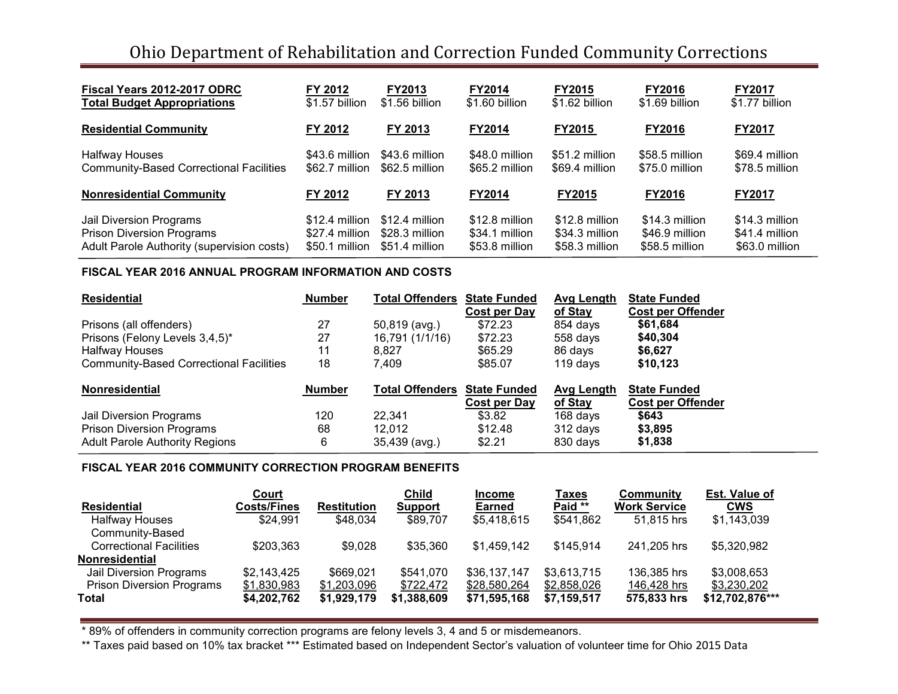# Ohio Department of Rehabilitation and Correction Funded Community Corrections

| **Fiscal Years 2012-2017 ODRC Total Budget Appropriations** | **FY 2012** | **FY2013** | **FY2014** | **FY2015** | **FY2016** | **FY2017** |
|---|---|---|---|---|---|---|
| | $1.57 billion | $1.56 billion | $1.60 billion | $1.62 billion | $1.69 billion | $1.77 billion |
| **Residential Community** | **FY 2012** | **FY 2013** | **FY2014** | **FY2015** | **FY2016** | **FY2017** |
| Halfway Houses | $43.6 million | $43.6 million | $48.0 million | $51.2 million | $58.5 million | $69.4 million |
| Community-Based Correctional Facilities | $62.7 million | $62.5 million | $65.2 million | $69.4 million | $75.0 million | $78.5 million |
| **Nonresidential Community** | **FY 2012** | **FY 2013** | **FY2014** | **FY2015** | **FY2016** | **FY2017** |
| Jail Diversion Programs | $12.4 million | $12.4 million | $12.8 million | $12.8 million | $14.3 million | $14.3 million |
| Prison Diversion Programs | $27.4 million | $28.3 million | $34.1 million | $34.3 million | $46.9 million | $41.4 million |
| Adult Parole Authority (supervision costs) | $50.1 million | $51.4 million | $53.8 million | $58.3 million | $58.5 million | $63.0 million |

## FISCAL YEAR 2016 ANNUAL PROGRAM INFORMATION AND COSTS

| **Residential** | **Number** | **Total Offenders** | **State Funded Cost per Day** | **Avg Length of Stay** | **State Funded Cost per Offender** |
|---|---|---|---|---|---|
| Prisons (all offenders) | 27 | 50,819 (avg.) | $72.23 | 854 days | **$61,684** |
| Prisons (Felony Levels 3,4,5)* | 27 | 16,791 (1/1/16) | $72.23 | 558 days | **$40,304** |
| Halfway Houses | 11 | 8,827 | $65.29 | 86 days | **$6,627** |
| Community-Based Correctional Facilities | 18 | 7,409 | $85.07 | 119 days | **$10,123** |
| **Nonresidential** | **Number** | **Total Offenders** | **State Funded Cost per Day** | **Avg Length of Stay** | **State Funded Cost per Offender** |
| Jail Diversion Programs | 120 | 22,341 | $3.82 | 168 days | **$643** |
| Prison Diversion Programs | 68 | 12,012 | $12.48 | 312 days | **$3,895** |
| Adult Parole Authority Regions | 6 | 35,439 (avg.) | $2.21 | 830 days | **$1,838** |

## FISCAL YEAR 2016 COMMUNITY CORRECTION PROGRAM BENEFITS

| **Residential** | **Court Costs/Fines** | **Restitution** | **Child Support** | **Income Earned** | **Taxes Paid \*\*** | **Community Work Service** | **Est. Value of CWS** |
|---|---|---|---|---|---|---|---|
| Halfway Houses | $24,991 | $48,034 | $89,707 | $5,418,615 | $541,862 | 51,815 hrs | $1,143,039 |
| Community-Based Correctional Facilities | $203,363 | $9,028 | $35,360 | $1,459,142 | $145,914 | 241,205 hrs | $5,320,982 |
| **Nonresidential** | | | | | | | |
| Jail Diversion Programs | $2,143,425 | $669,021 | $541,070 | $36,137,147 | $3,613,715 | 136,385 hrs | $3,008,653 |
| Prison Diversion Programs | $1,830,983 | $1,203,096 | $722,472 | $28,580,264 | $2,858,026 | 146,428 hrs | $3,230,202 |
| **Total** | **$4,202,762** | **$1,929,179** | **$1,388,609** | **$71,595,168** | **$7,159,517** | **575,833 hrs** | **$12,702,876\*\*\*** |

\* 89% of offenders in community correction programs are felony levels 3, 4 and 5 or misdemeanors.

\*\* Taxes paid based on 10% tax bracket \*\*\* Estimated based on Independent Sector's valuation of volunteer time for Ohio 2015 Data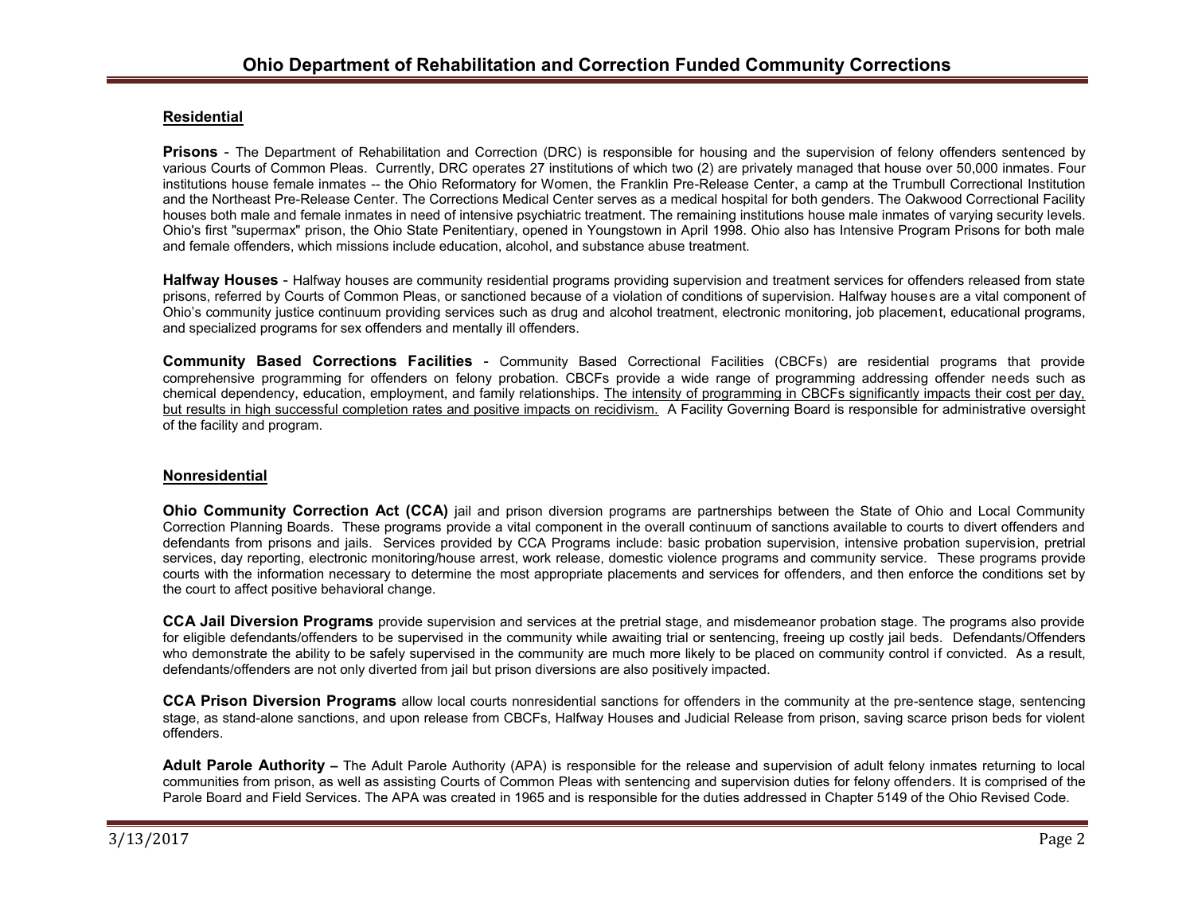## Ohio Department of Rehabilitation and Correction Funded Community Corrections

### Residential

**Prisons** - The Department of Rehabilitation and Correction (DRC) is responsible for housing and the supervision of felony offenders sentenced by various Courts of Common Pleas. Currently, DRC operates 27 institutions of which two (2) are privately managed that house over 50,000 inmates. Four institutions house female inmates -- the Ohio Reformatory for Women, the Franklin Pre-Release Center, a camp at the Trumbull Correctional Institution and the Northeast Pre-Release Center. The Corrections Medical Center serves as a medical hospital for both genders. The Oakwood Correctional Facility houses both male and female inmates in need of intensive psychiatric treatment. The remaining institutions house male inmates of varying security levels. Ohio's first "supermax" prison, the Ohio State Penitentiary, opened in Youngstown in April 1998. Ohio also has Intensive Program Prisons for both male and female offenders, which missions include education, alcohol, and substance abuse treatment.

**Halfway Houses** - Halfway houses are community residential programs providing supervision and treatment services for offenders released from state prisons, referred by Courts of Common Pleas, or sanctioned because of a violation of conditions of supervision. Halfway houses are a vital component of Ohio's community justice continuum providing services such as drug and alcohol treatment, electronic monitoring, job placement, educational programs, and specialized programs for sex offenders and mentally ill offenders.

**Community Based Corrections Facilities** - Community Based Correctional Facilities (CBCFs) are residential programs that provide comprehensive programming for offenders on felony probation. CBCFs provide a wide range of programming addressing offender needs such as chemical dependency, education, employment, and family relationships. <u>The intensity of programming in CBCFs significantly impacts their cost per day, but results in high successful completion rates and positive impacts on recidivism.</u> A Facility Governing Board is responsible for administrative oversight of the facility and program.

### Nonresidential

**Ohio Community Correction Act (CCA)** jail and prison diversion programs are partnerships between the State of Ohio and Local Community Correction Planning Boards. These programs provide a vital component in the overall continuum of sanctions available to courts to divert offenders and defendants from prisons and jails. Services provided by CCA Programs include: basic probation supervision, intensive probation supervision, pretrial services, day reporting, electronic monitoring/house arrest, work release, domestic violence programs and community service. These programs provide courts with the information necessary to determine the most appropriate placements and services for offenders, and then enforce the conditions set by the court to affect positive behavioral change.

**CCA Jail Diversion Programs** provide supervision and services at the pretrial stage, and misdemeanor probation stage. The programs also provide for eligible defendants/offenders to be supervised in the community while awaiting trial or sentencing, freeing up costly jail beds. Defendants/Offenders who demonstrate the ability to be safely supervised in the community are much more likely to be placed on community control if convicted. As a result, defendants/offenders are not only diverted from jail but prison diversions are also positively impacted.

**CCA Prison Diversion Programs** allow local courts nonresidential sanctions for offenders in the community at the pre-sentence stage, sentencing stage, as stand-alone sanctions, and upon release from CBCFs, Halfway Houses and Judicial Release from prison, saving scarce prison beds for violent offenders.

**Adult Parole Authority –** The Adult Parole Authority (APA) is responsible for the release and supervision of adult felony inmates returning to local communities from prison, as well as assisting Courts of Common Pleas with sentencing and supervision duties for felony offenders. It is comprised of the Parole Board and Field Services. The APA was created in 1965 and is responsible for the duties addressed in Chapter 5149 of the Ohio Revised Code.